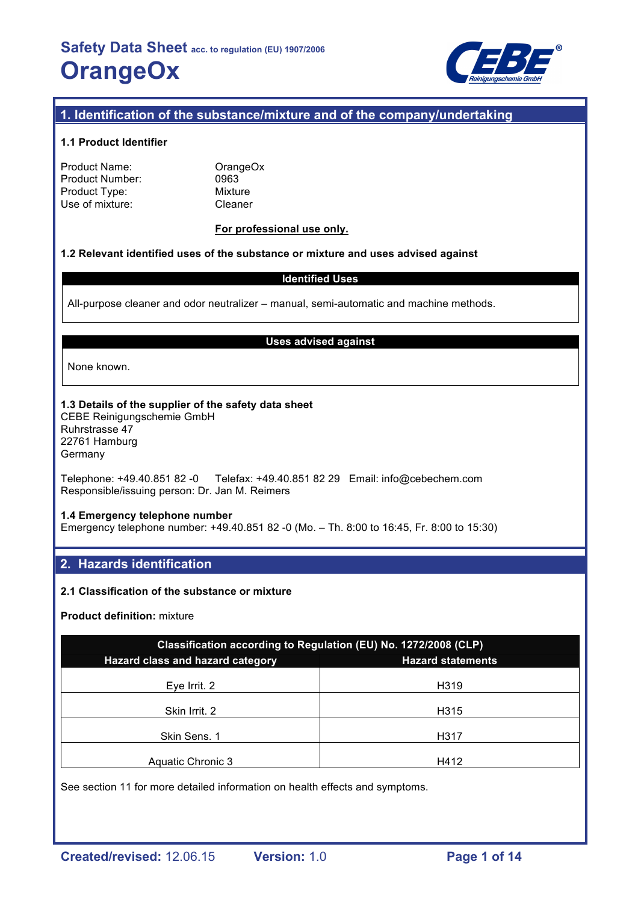# Safety Data Sheet acc. to regulation (EU) 1907/2006

# OrangeOx

## 1. Identification of the substance/mixture and of the company/undertaking

### 1.1 Product Identifier

| | |
|---|---|
| Product Name: | OrangeOx |
| Product Number: | 0963 |
| Product Type: | Mixture |
| Use of mixture: | Cleaner |

**For professional use only.**

### 1.2 Relevant identified uses of the substance or mixture and uses advised against

| Identified Uses |
|---|
| All-purpose cleaner and odor neutralizer – manual, semi-automatic and machine methods. |

| Uses advised against |
|---|
| None known. |

### 1.3 Details of the supplier of the safety data sheet

CEBE Reinigungschemie GmbH
Ruhrstrasse 47
22761 Hamburg
Germany

Telephone: +49.40.851 82 -0 Telefax: +49.40.851 82 29 Email: info@cebechem.com
Responsible/issuing person: Dr. Jan M. Reimers

### 1.4 Emergency telephone number

Emergency telephone number: +49.40.851 82 -0 (Mo. – Th. 8:00 to 16:45, Fr. 8:00 to 15:30)

## 2. Hazards identification

### 2.1 Classification of the substance or mixture

**Product definition:** mixture

| Classification according to Regulation (EU) No. 1272/2008 (CLP) | |
|---|---|
| **Hazard class and hazard category** | **Hazard statements** |
| Eye Irrit. 2 | H319 |
| Skin Irrit. 2 | H315 |
| Skin Sens. 1 | H317 |
| Aquatic Chronic 3 | H412 |

See section 11 for more detailed information on health effects and symptoms.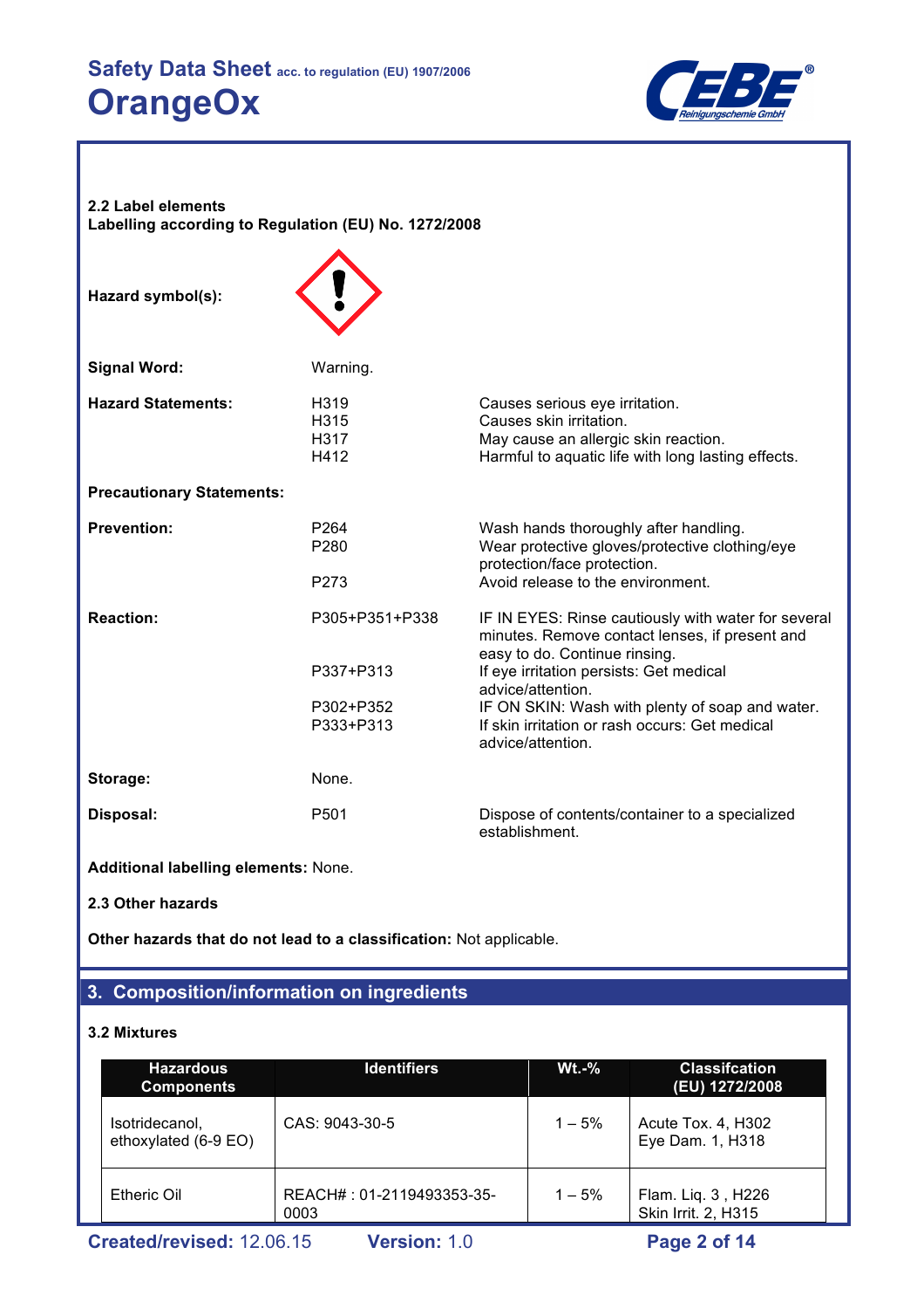**2.2 Label elements**
**Labelling according to Regulation (EU) No. 1272/2008**

**Hazard symbol(s):**

**Signal Word:** Warning.

| | | |
|---|---|---|
| **Hazard Statements:** | H319 | Causes serious eye irritation. |
| | H315 | Causes skin irritation. |
| | H317 | May cause an allergic skin reaction. |
| | H412 | Harmful to aquatic life with long lasting effects. |

**Precautionary Statements:**

| | | |
|---|---|---|
| **Prevention:** | P264 | Wash hands thoroughly after handling. |
| | P280 | Wear protective gloves/protective clothing/eye protection/face protection. |
| | P273 | Avoid release to the environment. |
| **Reaction:** | P305+P351+P338 | IF IN EYES: Rinse cautiously with water for several minutes. Remove contact lenses, if present and easy to do. Continue rinsing. |
| | P337+P313 | If eye irritation persists: Get medical advice/attention. |
| | P302+P352 | IF ON SKIN: Wash with plenty of soap and water. |
| | P333+P313 | If skin irritation or rash occurs: Get medical advice/attention. |
| **Storage:** | None. | |
| **Disposal:** | P501 | Dispose of contents/container to a specialized establishment. |

**Additional labelling elements:** None.

**2.3 Other hazards**

**Other hazards that do not lead to a classification:** Not applicable.

## 3. Composition/information on ingredients

**3.2 Mixtures**

| Hazardous Components | Identifiers | Wt.-% | Classifcation (EU) 1272/2008 |
|---|---|---|---|
| Isotridecanol, ethoxylated (6-9 EO) | CAS: 9043-30-5 | 1 – 5% | Acute Tox. 4, H302<br>Eye Dam. 1, H318 |
| Etheric Oil | REACH# : 01-2119493353-35-0003 | 1 – 5% | Flam. Liq. 3 , H226<br>Skin Irrit. 2, H315 |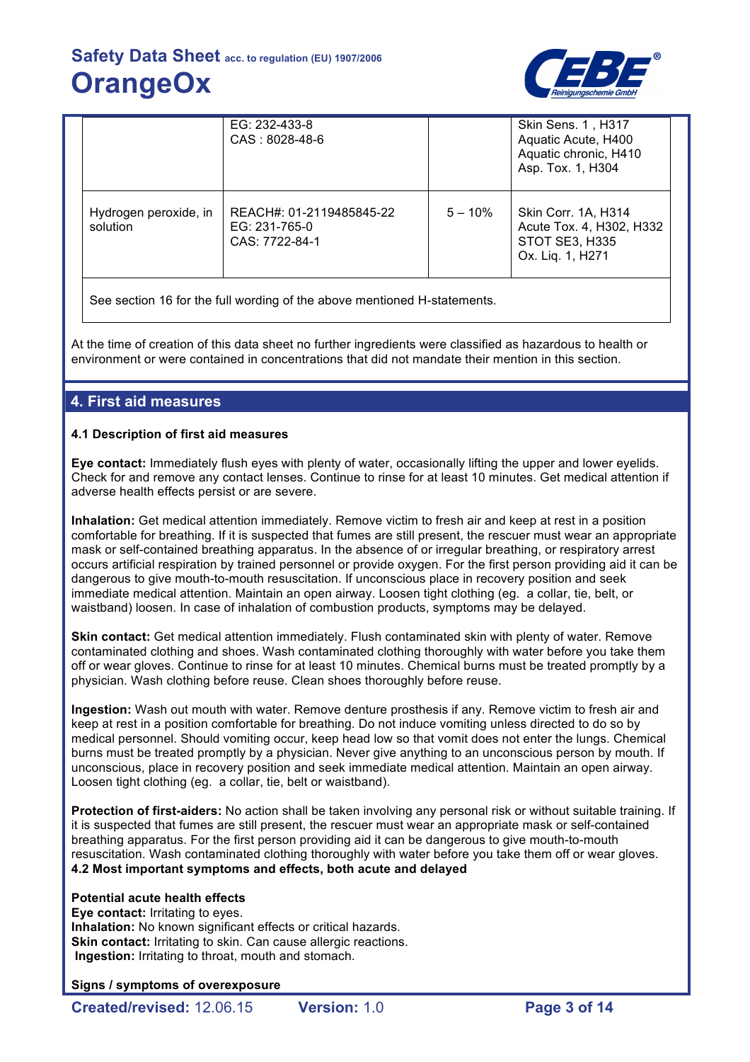| | | | |
|---|---|---|---|
| | EG: 232-433-8<br>CAS : 8028-48-6 | | Skin Sens. 1 , H317<br>Aquatic Acute, H400<br>Aquatic chronic, H410<br>Asp. Tox. 1, H304 |
| Hydrogen peroxide, in solution | REACH#: 01-2119485845-22<br>EG: 231-765-0<br>CAS: 7722-84-1 | 5 – 10% | Skin Corr. 1A, H314<br>Acute Tox. 4, H302, H332<br>STOT SE3, H335<br>Ox. Liq. 1, H271 |
| See section 16 for the full wording of the above mentioned H-statements. | | | |

At the time of creation of this data sheet no further ingredients were classified as hazardous to health or environment or were contained in concentrations that did not mandate their mention in this section.

## 4. First aid measures

### 4.1 Description of first aid measures

**Eye contact:** Immediately flush eyes with plenty of water, occasionally lifting the upper and lower eyelids. Check for and remove any contact lenses. Continue to rinse for at least 10 minutes. Get medical attention if adverse health effects persist or are severe.

**Inhalation:** Get medical attention immediately. Remove victim to fresh air and keep at rest in a position comfortable for breathing. If it is suspected that fumes are still present, the rescuer must wear an appropriate mask or self-contained breathing apparatus. In the absence of or irregular breathing, or respiratory arrest occurs artificial respiration by trained personnel or provide oxygen. For the first person providing aid it can be dangerous to give mouth-to-mouth resuscitation. If unconscious place in recovery position and seek immediate medical attention. Maintain an open airway. Loosen tight clothing (eg. a collar, tie, belt, or waistband) loosen. In case of inhalation of combustion products, symptoms may be delayed.

**Skin contact:** Get medical attention immediately. Flush contaminated skin with plenty of water. Remove contaminated clothing and shoes. Wash contaminated clothing thoroughly with water before you take them off or wear gloves. Continue to rinse for at least 10 minutes. Chemical burns must be treated promptly by a physician. Wash clothing before reuse. Clean shoes thoroughly before reuse.

**Ingestion:** Wash out mouth with water. Remove denture prosthesis if any. Remove victim to fresh air and keep at rest in a position comfortable for breathing. Do not induce vomiting unless directed to do so by medical personnel. Should vomiting occur, keep head low so that vomit does not enter the lungs. Chemical burns must be treated promptly by a physician. Never give anything to an unconscious person by mouth. If unconscious, place in recovery position and seek immediate medical attention. Maintain an open airway. Loosen tight clothing (eg. a collar, tie, belt or waistband).

**Protection of first-aiders:** No action shall be taken involving any personal risk or without suitable training. If it is suspected that fumes are still present, the rescuer must wear an appropriate mask or self-contained breathing apparatus. For the first person providing aid it can be dangerous to give mouth-to-mouth resuscitation. Wash contaminated clothing thoroughly with water before you take them off or wear gloves.

### 4.2 Most important symptoms and effects, both acute and delayed

**Potential acute health effects**
**Eye contact:** Irritating to eyes.
**Inhalation:** No known significant effects or critical hazards.
**Skin contact:** Irritating to skin. Can cause allergic reactions.
**Ingestion:** Irritating to throat, mouth and stomach.

**Signs / symptoms of overexposure**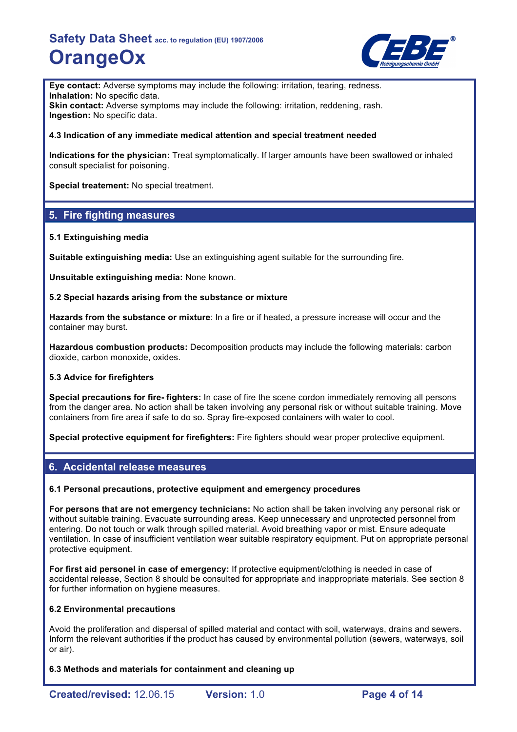**Eye contact:** Adverse symptoms may include the following: irritation, tearing, redness.
**Inhalation:** No specific data.
**Skin contact:** Adverse symptoms may include the following: irritation, reddening, rash.
**Ingestion:** No specific data.

#### 4.3 Indication of any immediate medical attention and special treatment needed

**Indications for the physician:** Treat symptomatically. If larger amounts have been swallowed or inhaled consult specialist for poisoning.

**Special treatement:** No special treatment.

## 5. Fire fighting measures

#### 5.1 Extinguishing media

**Suitable extinguishing media:** Use an extinguishing agent suitable for the surrounding fire.

**Unsuitable extinguishing media:** None known.

#### 5.2 Special hazards arising from the substance or mixture

**Hazards from the substance or mixture**: In a fire or if heated, a pressure increase will occur and the container may burst.

**Hazardous combustion products:** Decomposition products may include the following materials: carbon dioxide, carbon monoxide, oxides.

#### 5.3 Advice for firefighters

**Special precautions for fire- fighters:** In case of fire the scene cordon immediately removing all persons from the danger area. No action shall be taken involving any personal risk or without suitable training. Move containers from fire area if safe to do so. Spray fire-exposed containers with water to cool.

**Special protective equipment for firefighters:** Fire fighters should wear proper protective equipment.

## 6. Accidental release measures

#### 6.1 Personal precautions, protective equipment and emergency procedures

**For persons that are not emergency technicians:** No action shall be taken involving any personal risk or without suitable training. Evacuate surrounding areas. Keep unnecessary and unprotected personnel from entering. Do not touch or walk through spilled material. Avoid breathing vapor or mist. Ensure adequate ventilation. In case of insufficient ventilation wear suitable respiratory equipment. Put on appropriate personal protective equipment.

**For first aid personel in case of emergency:** If protective equipment/clothing is needed in case of accidental release, Section 8 should be consulted for appropriate and inappropriate materials. See section 8 for further information on hygiene measures.

#### 6.2 Environmental precautions

Avoid the proliferation and dispersal of spilled material and contact with soil, waterways, drains and sewers. Inform the relevant authorities if the product has caused by environmental pollution (sewers, waterways, soil or air).

#### 6.3 Methods and materials for containment and cleaning up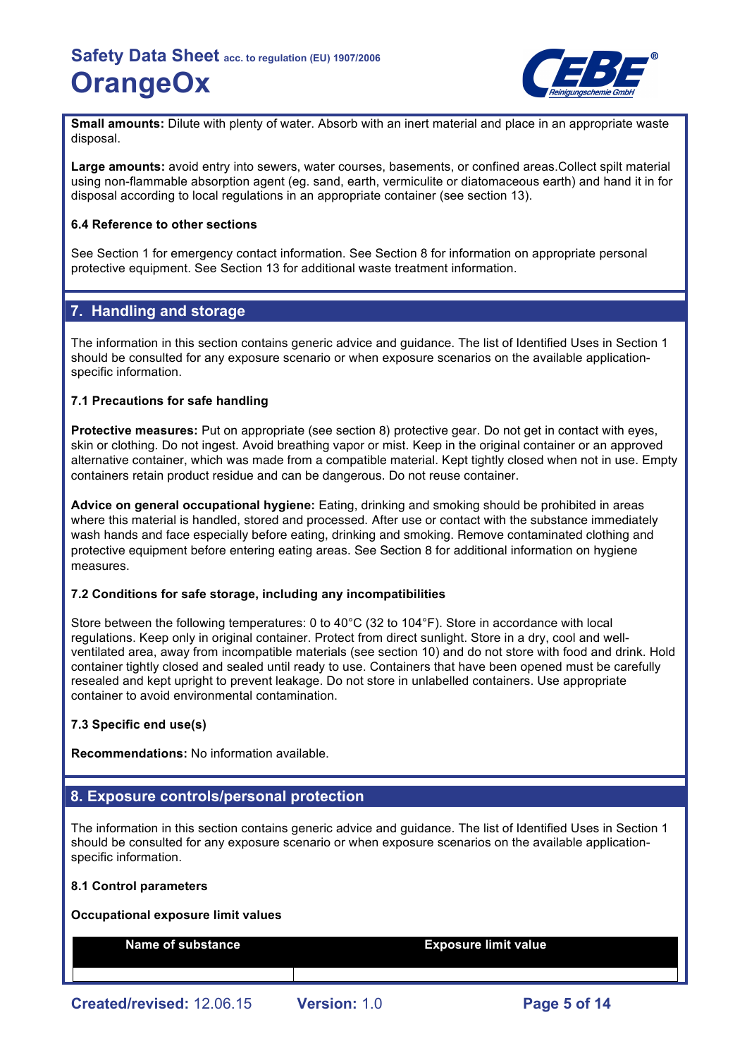**Small amounts:** Dilute with plenty of water. Absorb with an inert material and place in an appropriate waste disposal.

**Large amounts:** avoid entry into sewers, water courses, basements, or confined areas.Collect spilt material using non-flammable absorption agent (eg. sand, earth, vermiculite or diatomaceous earth) and hand it in for disposal according to local regulations in an appropriate container (see section 13).

#### 6.4 Reference to other sections

See Section 1 for emergency contact information. See Section 8 for information on appropriate personal protective equipment. See Section 13 for additional waste treatment information.

## 7. Handling and storage

The information in this section contains generic advice and guidance. The list of Identified Uses in Section 1 should be consulted for any exposure scenario or when exposure scenarios on the available application-specific information.

#### 7.1 Precautions for safe handling

**Protective measures:** Put on appropriate (see section 8) protective gear. Do not get in contact with eyes, skin or clothing. Do not ingest. Avoid breathing vapor or mist. Keep in the original container or an approved alternative container, which was made from a compatible material. Kept tightly closed when not in use. Empty containers retain product residue and can be dangerous. Do not reuse container.

**Advice on general occupational hygiene:** Eating, drinking and smoking should be prohibited in areas where this material is handled, stored and processed. After use or contact with the substance immediately wash hands and face especially before eating, drinking and smoking. Remove contaminated clothing and protective equipment before entering eating areas. See Section 8 for additional information on hygiene measures.

#### 7.2 Conditions for safe storage, including any incompatibilities

Store between the following temperatures: 0 to 40°C (32 to 104°F). Store in accordance with local regulations. Keep only in original container. Protect from direct sunlight. Store in a dry, cool and well-ventilated area, away from incompatible materials (see section 10) and do not store with food and drink. Hold container tightly closed and sealed until ready to use. Containers that have been opened must be carefully resealed and kept upright to prevent leakage. Do not store in unlabelled containers. Use appropriate container to avoid environmental contamination.

#### 7.3 Specific end use(s)

**Recommendations:** No information available.

## 8. Exposure controls/personal protection

The information in this section contains generic advice and guidance. The list of Identified Uses in Section 1 should be consulted for any exposure scenario or when exposure scenarios on the available application-specific information.

#### 8.1 Control parameters

**Occupational exposure limit values**

| Name of substance | Exposure limit value |
| --- | --- |
| | |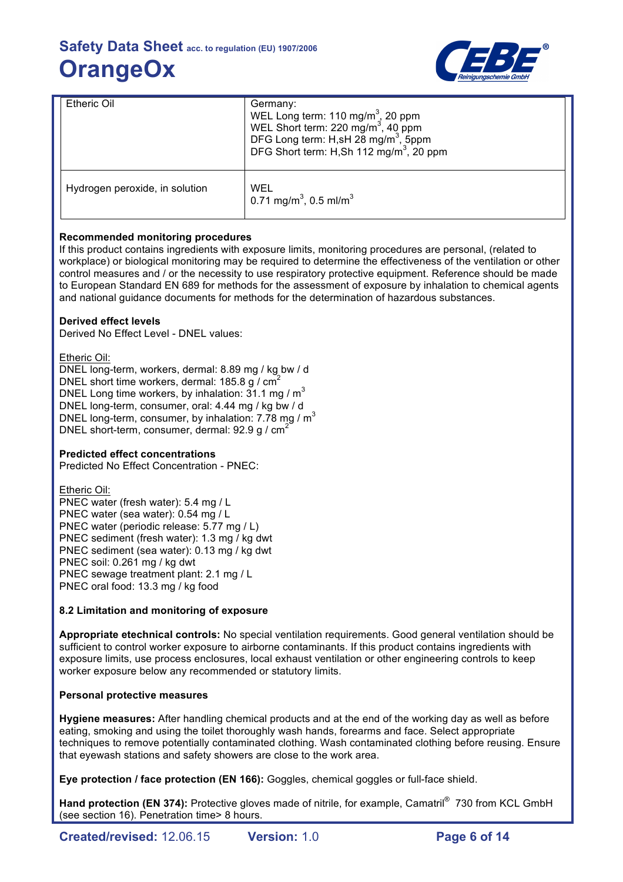| Etheric Oil | Germany:<br>WEL Long term: 110 $mg/m^3$, 20 ppm<br>WEL Short term: 220 $mg/m^3$, 40 ppm<br>DFG Long term: H,sH 28 $mg/m^3$, 5ppm<br>DFG Short term: H,Sh 112 $mg/m^3$, 20 ppm |
|---|---|
| Hydrogen peroxide, in solution | WEL<br>0.71 $mg/m^3$, 0.5 $ml/m^3$ |

**Recommended monitoring procedures**

If this product contains ingredients with exposure limits, monitoring procedures are personal, (related to workplace) or biological monitoring may be required to determine the effectiveness of the ventilation or other control measures and / or the necessity to use respiratory protective equipment. Reference should be made to European Standard EN 689 for methods for the assessment of exposure by inhalation to chemical agents and national guidance documents for methods for the determination of hazardous substances.

**Derived effect levels**

Derived No Effect Level - DNEL values:

Etheric Oil:

DNEL long-term, workers, dermal: 8.89 mg / kg bw / d
DNEL short time workers, dermal: 185.8 g / $cm^2$
DNEL Long time workers, by inhalation: 31.1 mg / $m^3$
DNEL long-term, consumer, oral: 4.44 mg / kg bw / d
DNEL long-term, consumer, by inhalation: 7.78 mg / $m^3$
DNEL short-term, consumer, dermal: 92.9 g / $cm^2$

**Predicted effect concentrations**

Predicted No Effect Concentration - PNEC:

Etheric Oil:

PNEC water (fresh water): 5.4 mg / L
PNEC water (sea water): 0.54 mg / L
PNEC water (periodic release: 5.77 mg / L)
PNEC sediment (fresh water): 1.3 mg / kg dwt
PNEC sediment (sea water): 0.13 mg / kg dwt
PNEC soil: 0.261 mg / kg dwt
PNEC sewage treatment plant: 2.1 mg / L
PNEC oral food: 13.3 mg / kg food

**8.2 Limitation and monitoring of exposure**

**Appropriate etechnical controls:** No special ventilation requirements. Good general ventilation should be sufficient to control worker exposure to airborne contaminants. If this product contains ingredients with exposure limits, use process enclosures, local exhaust ventilation or other engineering controls to keep worker exposure below any recommended or statutory limits.

**Personal protective measures**

**Hygiene measures:** After handling chemical products and at the end of the working day as well as before eating, smoking and using the toilet thoroughly wash hands, forearms and face. Select appropriate techniques to remove potentially contaminated clothing. Wash contaminated clothing before reusing. Ensure that eyewash stations and safety showers are close to the work area.

**Eye protection / face protection (EN 166):** Goggles, chemical goggles or full-face shield.

**Hand protection (EN 374):** Protective gloves made of nitrile, for example, Camatril® 730 from KCL GmbH (see section 16). Penetration time> 8 hours.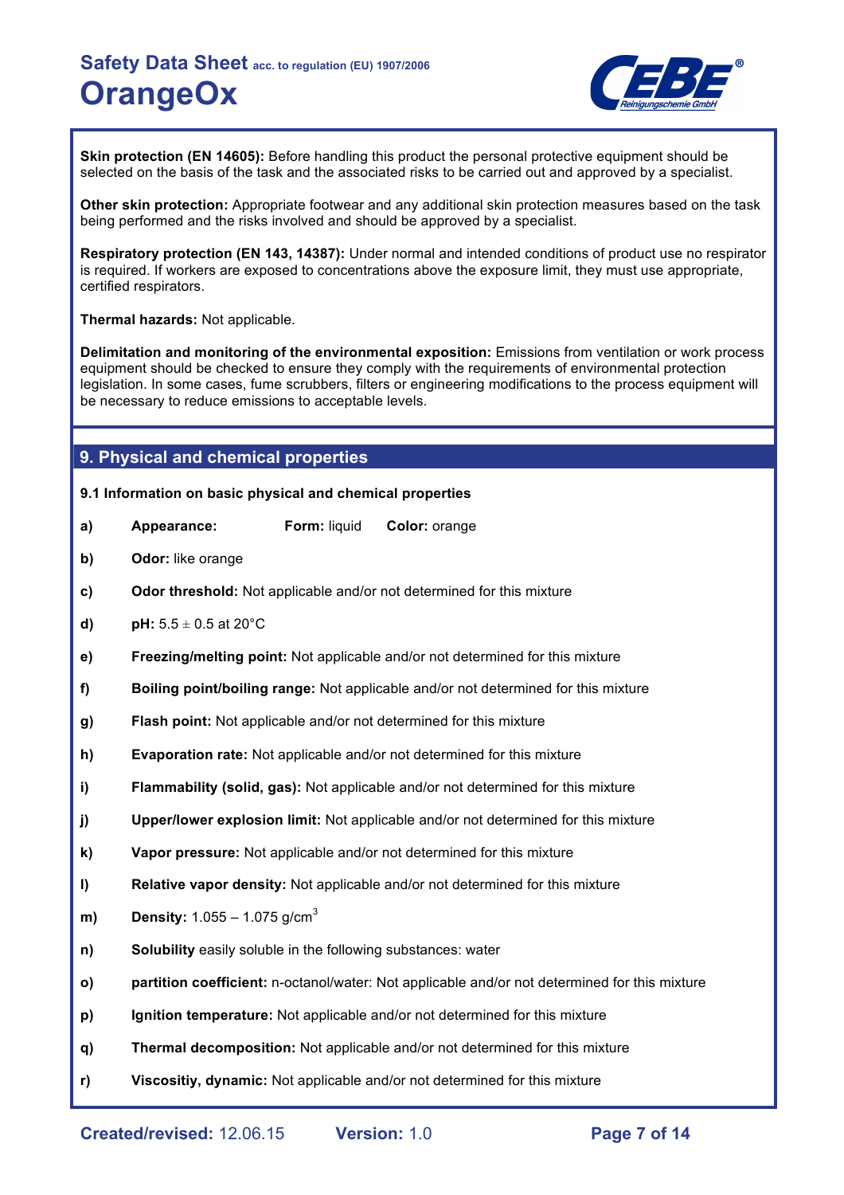**Skin protection (EN 14605):** Before handling this product the personal protective equipment should be selected on the basis of the task and the associated risks to be carried out and approved by a specialist.

**Other skin protection:** Appropriate footwear and any additional skin protection measures based on the task being performed and the risks involved and should be approved by a specialist.

**Respiratory protection (EN 143, 14387):** Under normal and intended conditions of product use no respirator is required. If workers are exposed to concentrations above the exposure limit, they must use appropriate, certified respirators.

**Thermal hazards:** Not applicable.

**Delimitation and monitoring of the environmental exposition:** Emissions from ventilation or work process equipment should be checked to ensure they comply with the requirements of environmental protection legislation. In some cases, fume scrubbers, filters or engineering modifications to the process equipment will be necessary to reduce emissions to acceptable levels.

## 9. Physical and chemical properties

**9.1 Information on basic physical and chemical properties**

- **a)** **Appearance:** **Form:** liquid **Color:** orange
- **b)** **Odor:** like orange
- **c)** **Odor threshold:** Not applicable and/or not determined for this mixture
- **d)** **pH:** 5.5 ± 0.5 at 20°C
- **e)** **Freezing/melting point:** Not applicable and/or not determined for this mixture
- **f)** **Boiling point/boiling range:** Not applicable and/or not determined for this mixture
- **g)** **Flash point:** Not applicable and/or not determined for this mixture
- **h)** **Evaporation rate:** Not applicable and/or not determined for this mixture
- **i)** **Flammability (solid, gas):** Not applicable and/or not determined for this mixture
- **j)** **Upper/lower explosion limit:** Not applicable and/or not determined for this mixture
- **k)** **Vapor pressure:** Not applicable and/or not determined for this mixture
- **l)** **Relative vapor density:** Not applicable and/or not determined for this mixture
- **m)** **Density:** 1.055 – 1.075 g/cm$^3$
- **n)** **Solubility** easily soluble in the following substances: water
- **o)** **partition coefficient:** n-octanol/water: Not applicable and/or not determined for this mixture
- **p)** **Ignition temperature:** Not applicable and/or not determined for this mixture
- **q)** **Thermal decomposition:** Not applicable and/or not determined for this mixture
- **r)** **Viscositiy, dynamic:** Not applicable and/or not determined for this mixture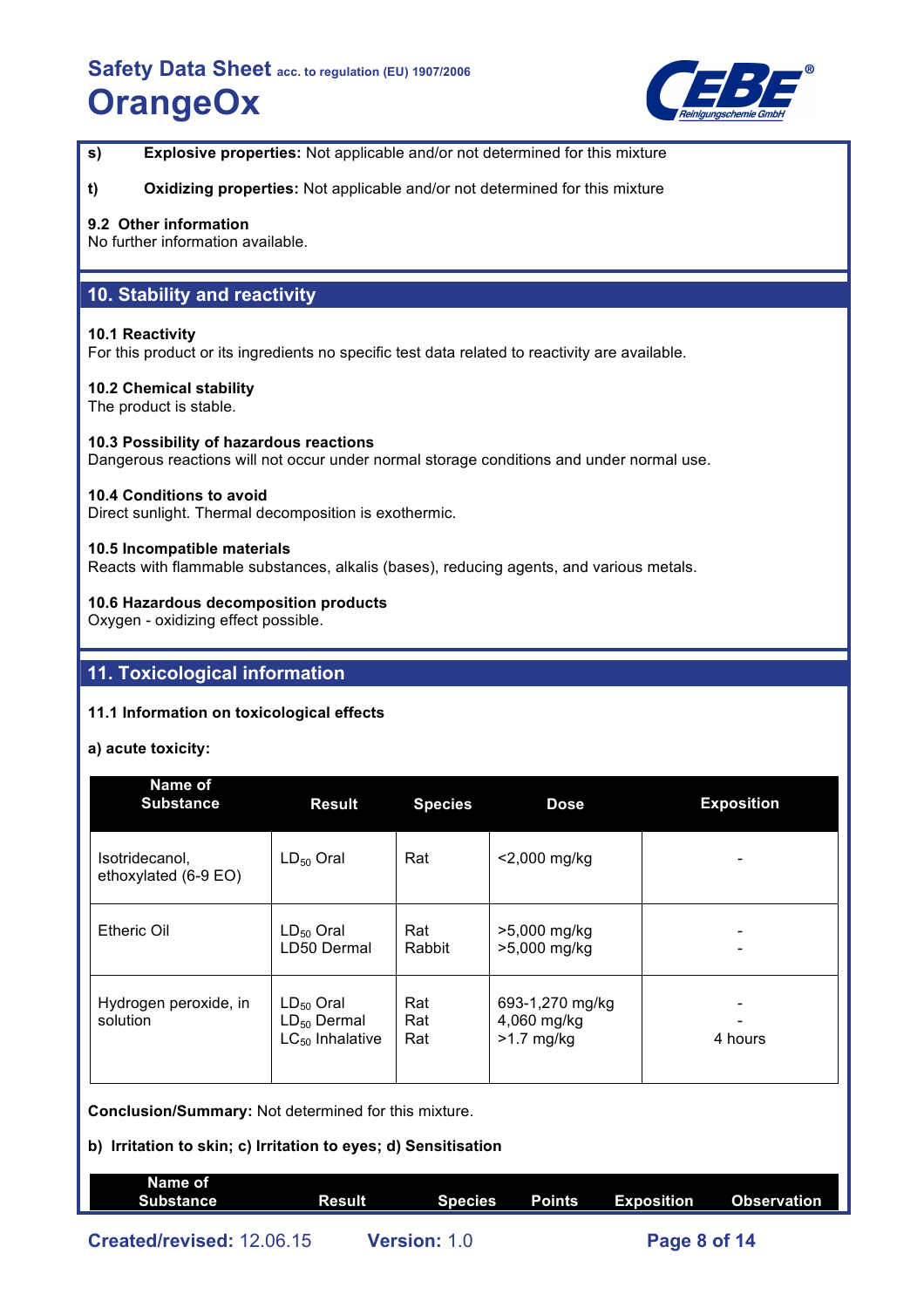**s)** **Explosive properties:** Not applicable and/or not determined for this mixture

**t)** **Oxidizing properties:** Not applicable and/or not determined for this mixture

**9.2 Other information**
No further information available.

## 10. Stability and reactivity

**10.1 Reactivity**
For this product or its ingredients no specific test data related to reactivity are available.

**10.2 Chemical stability**
The product is stable.

**10.3 Possibility of hazardous reactions**
Dangerous reactions will not occur under normal storage conditions and under normal use.

**10.4 Conditions to avoid**
Direct sunlight. Thermal decomposition is exothermic.

**10.5 Incompatible materials**
Reacts with flammable substances, alkalis (bases), reducing agents, and various metals.

**10.6 Hazardous decomposition products**
Oxygen - oxidizing effect possible.

## 11. Toxicological information

**11.1 Information on toxicological effects**

**a) acute toxicity:**

| Name of Substance | Result | Species | Dose | Exposition |
|---|---|---|---|---|
| Isotridecanol, ethoxylated (6-9 EO) | $LD_{50}$ Oral | Rat | <2,000 mg/kg | - |
| Etheric Oil | $LD_{50}$ Oral<br>LD50 Dermal | Rat<br>Rabbit | >5,000 mg/kg<br>>5,000 mg/kg | -<br>- |
| Hydrogen peroxide, in solution | $LD_{50}$ Oral<br>$LD_{50}$ Dermal<br>$LC_{50}$ Inhalative | Rat<br>Rat<br>Rat | 693-1,270 mg/kg<br>4,060 mg/kg<br>>1.7 mg/kg | -<br>-<br>4 hours |

**Conclusion/Summary:** Not determined for this mixture.

**b) Irritation to skin; c) Irritation to eyes; d) Sensitisation**

| Name of Substance | Result | Species | Points | Exposition | Observation |
|---|---|---|---|---|---|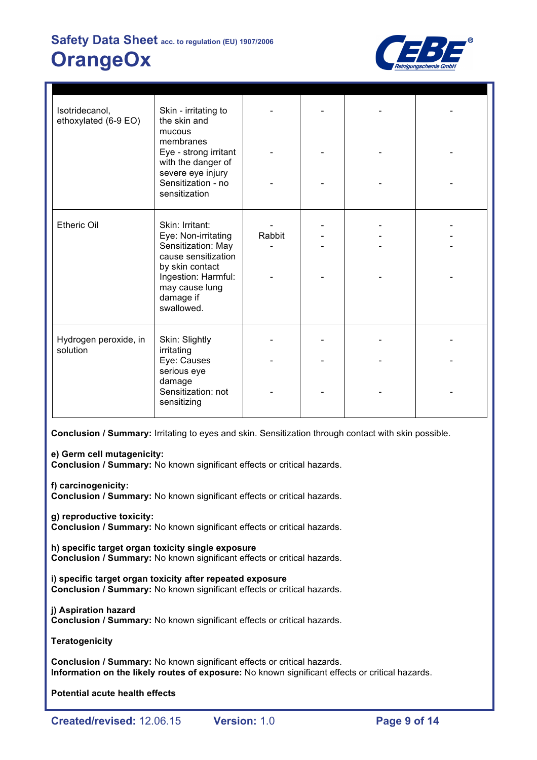| | | | | | |
|---|---|---|---|---|---|
| Isotridecanol, ethoxylated (6-9 EO) | Skin - irritating to the skin and mucous membranes<br>Eye - strong irritant with the danger of severe eye injury<br>Sensitization - no sensitization | -<br>-<br>- | -<br>-<br>- | -<br>-<br>- | -<br>-<br>- |
| Etheric Oil | Skin: Irritant:<br>Eye: Non-irritating<br>Sensitization: May cause sensitization by skin contact<br>Ingestion: Harmful: may cause lung damage if swallowed. | -<br>Rabbit<br>-<br>- | -<br>-<br>-<br>- | -<br>-<br>-<br>- | -<br>-<br>-<br>- |
| Hydrogen peroxide, in solution | Skin: Slightly irritating<br>Eye: Causes serious eye damage<br>Sensitization: not sensitizing | -<br>-<br>- | -<br>-<br>- | -<br>-<br>- | -<br>-<br>- |

**Conclusion / Summary:** Irritating to eyes and skin. Sensitization through contact with skin possible.

**e) Germ cell mutagenicity:**
**Conclusion / Summary:** No known significant effects or critical hazards.

**f) carcinogenicity:**
**Conclusion / Summary:** No known significant effects or critical hazards.

**g) reproductive toxicity:**
**Conclusion / Summary:** No known significant effects or critical hazards.

**h) specific target organ toxicity single exposure**
**Conclusion / Summary:** No known significant effects or critical hazards.

**i) specific target organ toxicity after repeated exposure**
**Conclusion / Summary:** No known significant effects or critical hazards.

**j) Aspiration hazard**
**Conclusion / Summary:** No known significant effects or critical hazards.

**Teratogenicity**

**Conclusion / Summary:** No known significant effects or critical hazards.
**Information on the likely routes of exposure:** No known significant effects or critical hazards.

**Potential acute health effects**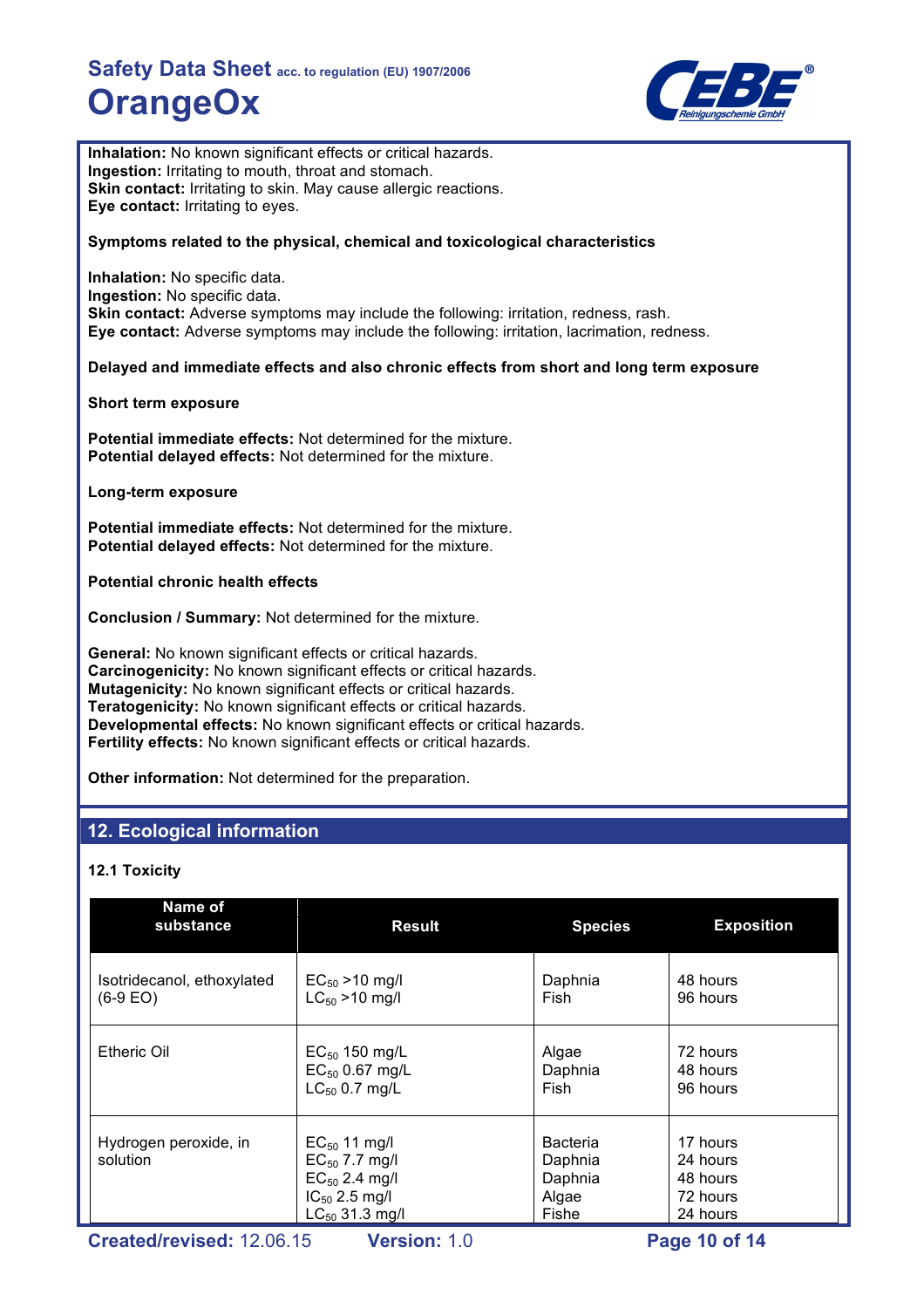**Inhalation:** No known significant effects or critical hazards.
**Ingestion:** Irritating to mouth, throat and stomach.
**Skin contact:** Irritating to skin. May cause allergic reactions.
**Eye contact:** Irritating to eyes.

**Symptoms related to the physical, chemical and toxicological characteristics**

**Inhalation:** No specific data.
**Ingestion:** No specific data.
**Skin contact:** Adverse symptoms may include the following: irritation, redness, rash.
**Eye contact:** Adverse symptoms may include the following: irritation, lacrimation, redness.

**Delayed and immediate effects and also chronic effects from short and long term exposure**

**Short term exposure**

**Potential immediate effects:** Not determined for the mixture.
**Potential delayed effects:** Not determined for the mixture.

**Long-term exposure**

**Potential immediate effects:** Not determined for the mixture.
**Potential delayed effects:** Not determined for the mixture.

**Potential chronic health effects**

**Conclusion / Summary:** Not determined for the mixture.

**General:** No known significant effects or critical hazards.
**Carcinogenicity:** No known significant effects or critical hazards.
**Mutagenicity:** No known significant effects or critical hazards.
**Teratogenicity:** No known significant effects or critical hazards.
**Developmental effects:** No known significant effects or critical hazards.
**Fertility effects:** No known significant effects or critical hazards.

**Other information:** Not determined for the preparation.

## 12. Ecological information

### 12.1 Toxicity

| Name of substance | Result | Species | Exposition |
|---|---|---|---|
| Isotridecanol, ethoxylated (6-9 EO) | $EC_{50}$ >10 mg/l<br>$LC_{50}$ >10 mg/l | Daphnia<br>Fish | 48 hours<br>96 hours |
| Etheric Oil | $EC_{50}$ 150 mg/L<br>$EC_{50}$ 0.67 mg/L<br>$LC_{50}$ 0.7 mg/L | Algae<br>Daphnia<br>Fish | 72 hours<br>48 hours<br>96 hours |
| Hydrogen peroxide, in solution | $EC_{50}$ 11 mg/l<br>$EC_{50}$ 7.7 mg/l<br>$EC_{50}$ 2.4 mg/l<br>$IC_{50}$ 2.5 mg/l<br>$LC_{50}$ 31.3 mg/l | Bacteria<br>Daphnia<br>Daphnia<br>Algae<br>Fishe | 17 hours<br>24 hours<br>48 hours<br>72 hours<br>24 hours |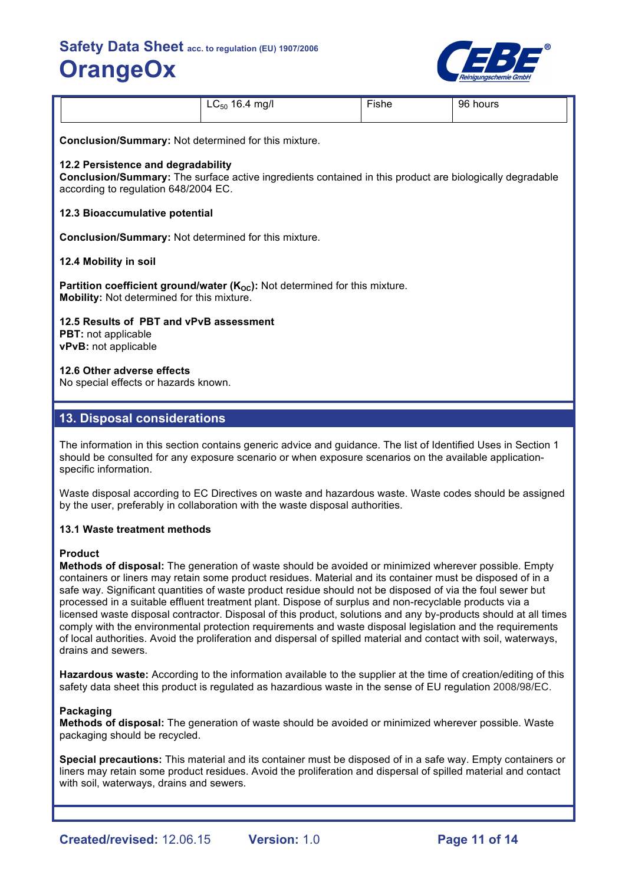|  | $LC_{50}$ 16.4 mg/l | Fishe | 96 hours |
|---|---|---|---|

**Conclusion/Summary:** Not determined for this mixture.

**12.2 Persistence and degradability**

**Conclusion/Summary:** The surface active ingredients contained in this product are biologically degradable according to regulation 648/2004 EC.

**12.3 Bioaccumulative potential**

**Conclusion/Summary:** Not determined for this mixture.

**12.4 Mobility in soil**

**Partition coefficient ground/water ($K_{OC}$):** Not determined for this mixture.
**Mobility:** Not determined for this mixture.

**12.5 Results of PBT and vPvB assessment**

**PBT:** not applicable
**vPvB:** not applicable

**12.6 Other adverse effects**

No special effects or hazards known.

## 13. Disposal considerations

The information in this section contains generic advice and guidance. The list of Identified Uses in Section 1 should be consulted for any exposure scenario or when exposure scenarios on the available application-specific information.

Waste disposal according to EC Directives on waste and hazardous waste. Waste codes should be assigned by the user, preferably in collaboration with the waste disposal authorities.

**13.1 Waste treatment methods**

**Product**

**Methods of disposal:** The generation of waste should be avoided or minimized wherever possible. Empty containers or liners may retain some product residues. Material and its container must be disposed of in a safe way. Significant quantities of waste product residue should not be disposed of via the foul sewer but processed in a suitable effluent treatment plant. Dispose of surplus and non-recyclable products via a licensed waste disposal contractor. Disposal of this product, solutions and any by-products should at all times comply with the environmental protection requirements and waste disposal legislation and the requirements of local authorities. Avoid the proliferation and dispersal of spilled material and contact with soil, waterways, drains and sewers.

**Hazardous waste:** According to the information available to the supplier at the time of creation/editing of this safety data sheet this product is regulated as hazardious waste in the sense of EU regulation 2008/98/EC.

**Packaging**

**Methods of disposal:** The generation of waste should be avoided or minimized wherever possible. Waste packaging should be recycled.

**Special precautions:** This material and its container must be disposed of in a safe way. Empty containers or liners may retain some product residues. Avoid the proliferation and dispersal of spilled material and contact with soil, waterways, drains and sewers.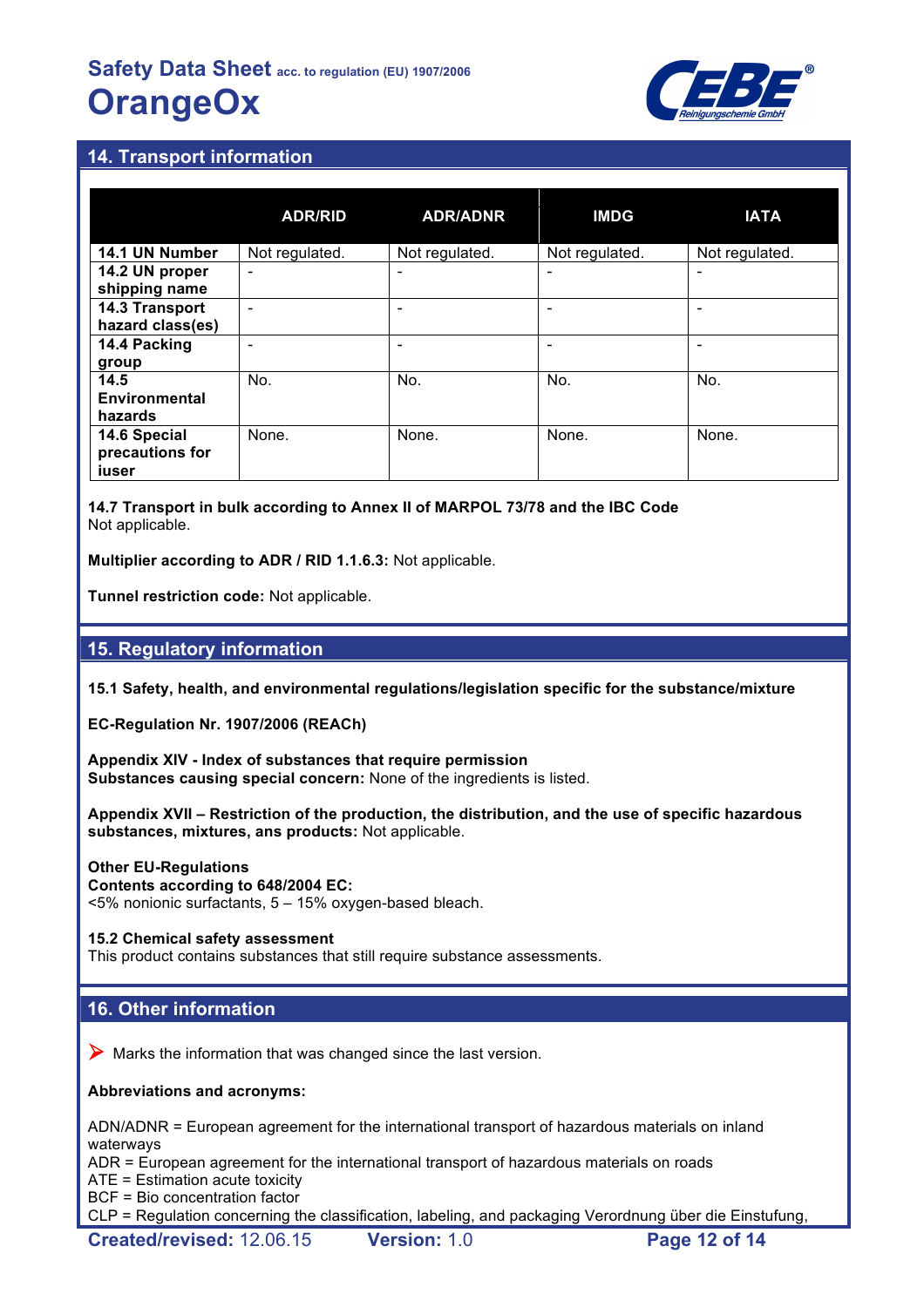## 14. Transport information

| | ADR/RID | ADR/ADNR | IMDG | IATA |
|---|---|---|---|---|
| **14.1 UN Number** | Not regulated. | Not regulated. | Not regulated. | Not regulated. |
| **14.2 UN proper shipping name** | - | - | - | - |
| **14.3 Transport hazard class(es)** | - | - | - | - |
| **14.4 Packing group** | - | - | - | - |
| **14.5 Environmental hazards** | No. | No. | No. | No. |
| **14.6 Special precautions for iuser** | None. | None. | None. | None. |

**14.7 Transport in bulk according to Annex II of MARPOL 73/78 and the IBC Code**
Not applicable.

**Multiplier according to ADR / RID 1.1.6.3:** Not applicable.

**Tunnel restriction code:** Not applicable.

## 15. Regulatory information

**15.1 Safety, health, and environmental regulations/legislation specific for the substance/mixture**

**EC-Regulation Nr. 1907/2006 (REACh)**

**Appendix XIV - Index of substances that require permission**
**Substances causing special concern:** None of the ingredients is listed.

**Appendix XVII – Restriction of the production, the distribution, and the use of specific hazardous substances, mixtures, ans products:** Not applicable.

**Other EU-Regulations**
**Contents according to 648/2004 EC:**
<5% nonionic surfactants, 5 – 15% oxygen-based bleach.

**15.2 Chemical safety assessment**
This product contains substances that still require substance assessments.

## 16. Other information

➤ Marks the information that was changed since the last version.

**Abbreviations and acronyms:**

ADN/ADNR = European agreement for the international transport of hazardous materials on inland waterways
ADR = European agreement for the international transport of hazardous materials on roads
ATE = Estimation acute toxicity
BCF = Bio concentration factor
CLP = Regulation concerning the classification, labeling, and packaging Verordnung über die Einstufung,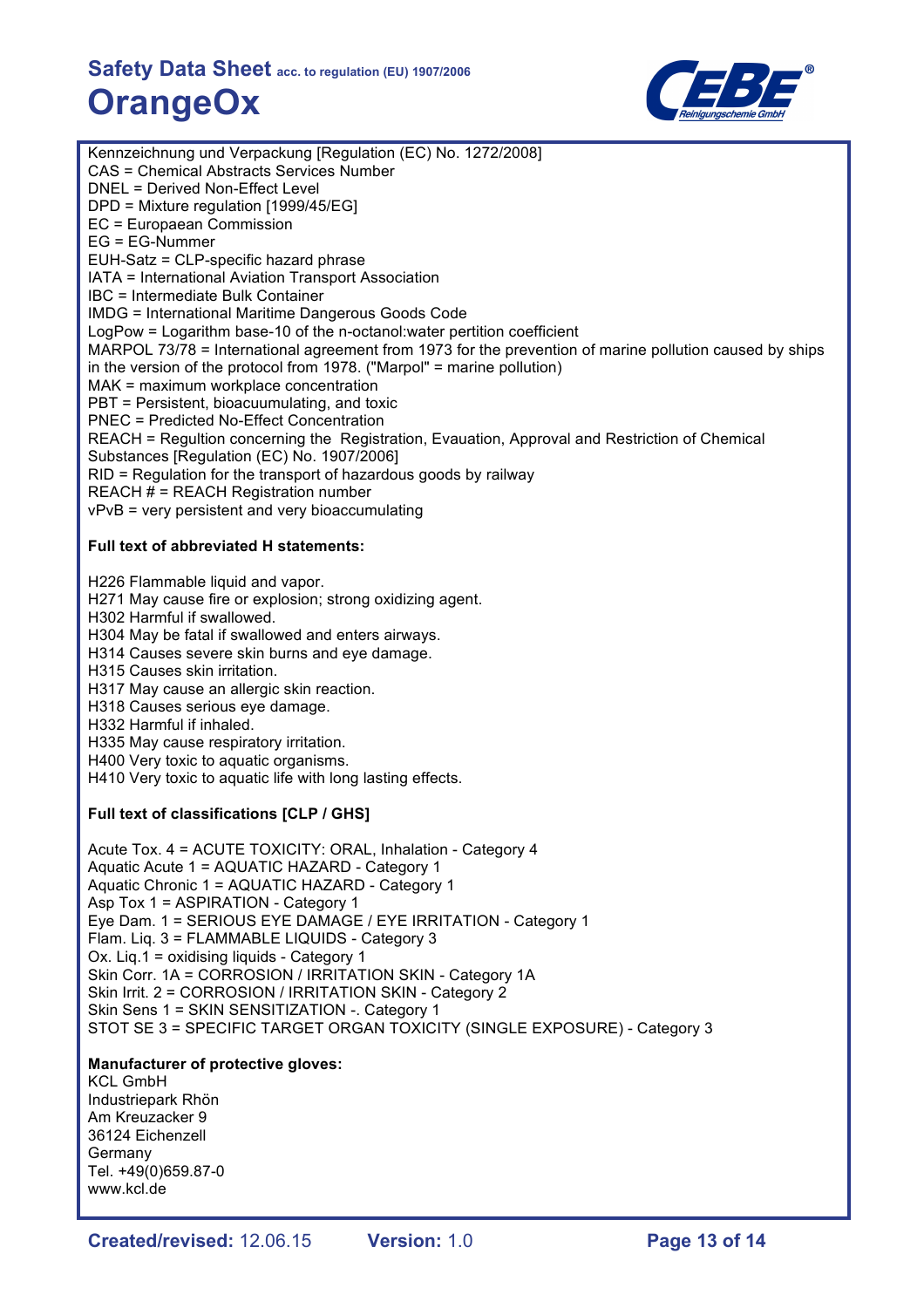Kennzeichnung und Verpackung [Regulation (EC) No. 1272/2008]
CAS = Chemical Abstracts Services Number
DNEL = Derived Non-Effect Level
DPD = Mixture regulation [1999/45/EG]
EC = Europaean Commission
EG = EG-Nummer
EUH-Satz = CLP-specific hazard phrase
IATA = International Aviation Transport Association
IBC = Intermediate Bulk Container
IMDG = International Maritime Dangerous Goods Code
LogPow = Logarithm base-10 of the n-octanol:water pertition coefficient
MARPOL 73/78 = International agreement from 1973 for the prevention of marine pollution caused by ships in the version of the protocol from 1978. ("Marpol" = marine pollution)
MAK = maximum workplace concentration
PBT = Persistent, bioacuumulating, and toxic
PNEC = Predicted No-Effect Concentration
REACH = Regultion concerning the Registration, Evauation, Approval and Restriction of Chemical Substances [Regulation (EC) No. 1907/2006]
RID = Regulation for the transport of hazardous goods by railway
REACH # = REACH Registration number
vPvB = very persistent and very bioaccumulating

**Full text of abbreviated H statements:**

H226 Flammable liquid and vapor.
H271 May cause fire or explosion; strong oxidizing agent.
H302 Harmful if swallowed.
H304 May be fatal if swallowed and enters airways.
H314 Causes severe skin burns and eye damage.
H315 Causes skin irritation.
H317 May cause an allergic skin reaction.
H318 Causes serious eye damage.
H332 Harmful if inhaled.
H335 May cause respiratory irritation.
H400 Very toxic to aquatic organisms.
H410 Very toxic to aquatic life with long lasting effects.

**Full text of classifications [CLP / GHS]**

Acute Tox. 4 = ACUTE TOXICITY: ORAL, Inhalation - Category 4
Aquatic Acute 1 = AQUATIC HAZARD - Category 1
Aquatic Chronic 1 = AQUATIC HAZARD - Category 1
Asp Tox 1 = ASPIRATION - Category 1
Eye Dam. 1 = SERIOUS EYE DAMAGE / EYE IRRITATION - Category 1
Flam. Liq. 3 = FLAMMABLE LIQUIDS - Category 3
Ox. Liq.1 = oxidising liquids - Category 1
Skin Corr. 1A = CORROSION / IRRITATION SKIN - Category 1A
Skin Irrit. 2 = CORROSION / IRRITATION SKIN - Category 2
Skin Sens 1 = SKIN SENSITIZATION -. Category 1
STOT SE 3 = SPECIFIC TARGET ORGAN TOXICITY (SINGLE EXPOSURE) - Category 3

**Manufacturer of protective gloves:**
KCL GmbH
Industriepark Rhön
Am Kreuzacker 9
36124 Eichenzell
Germany
Tel. +49(0)659.87-0
www.kcl.de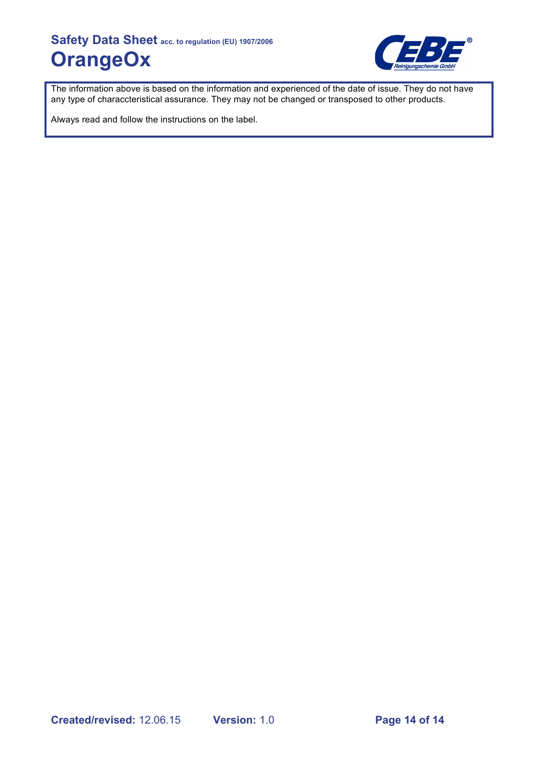The information above is based on the information and experienced of the date of issue. They do not have any type of characcteristical assurance. They may not be changed or transposed to other products.

Always read and follow the instructions on the label.